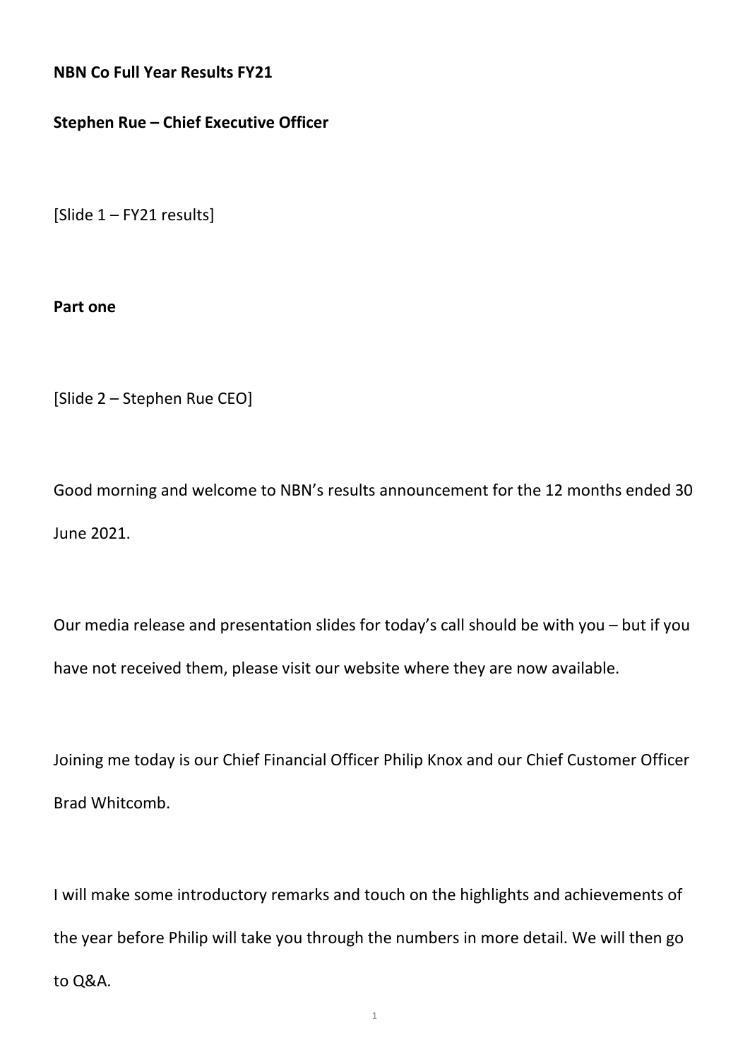**NBN Co Full Year Results FY21**

**Stephen Rue – Chief Executive Officer**

[Slide 1 – FY21 results]

**Part one**

[Slide 2 – Stephen Rue CEO]

Good morning and welcome to NBN's results announcement for the 12 months ended 30 June 2021.

Our media release and presentation slides for today's call should be with you – but if you have not received them, please visit our website where they are now available.

Joining me today is our Chief Financial Officer Philip Knox and our Chief Customer Officer Brad Whitcomb.

I will make some introductory remarks and touch on the highlights and achievements of the year before Philip will take you through the numbers in more detail. We will then go to Q&A.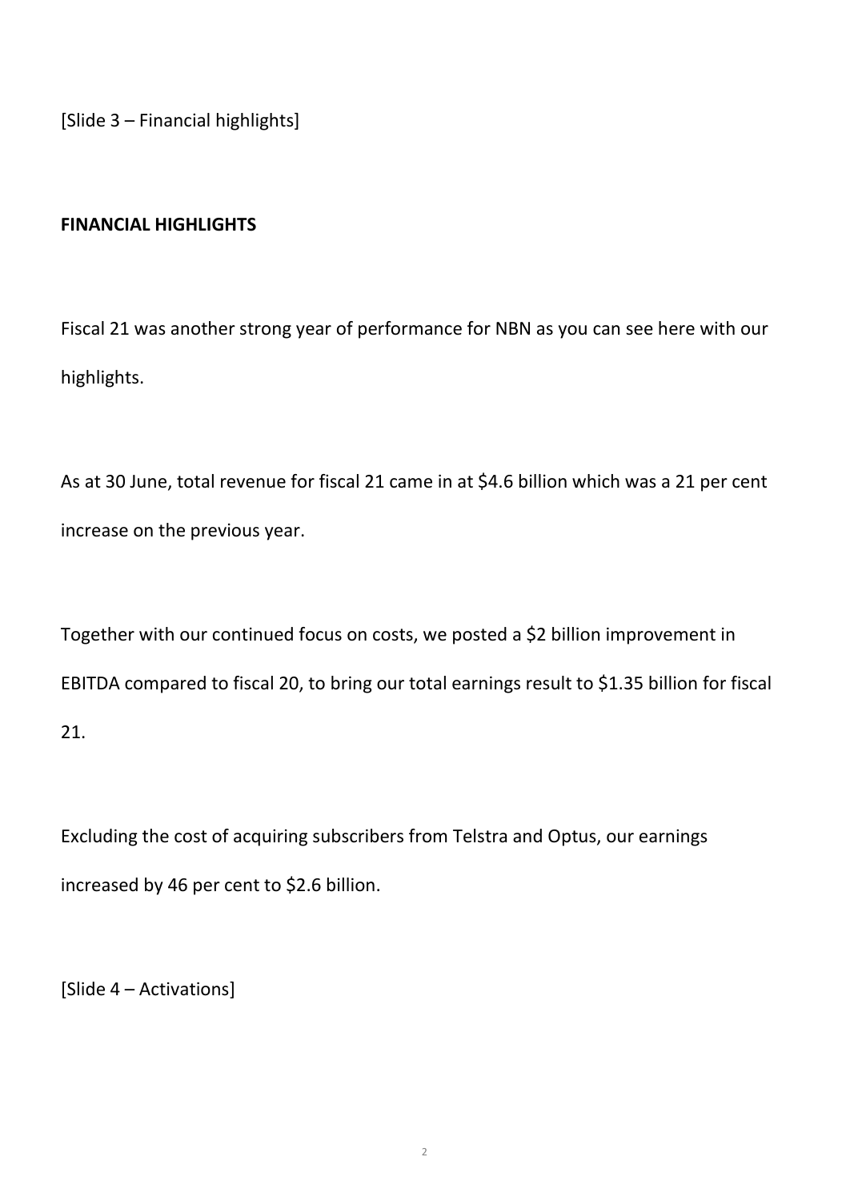[Slide 3 – Financial highlights]

**FINANCIAL HIGHLIGHTS**

Fiscal 21 was another strong year of performance for NBN as you can see here with our highlights.

As at 30 June, total revenue for fiscal 21 came in at $4.6 billion which was a 21 per cent increase on the previous year.

Together with our continued focus on costs, we posted a $2 billion improvement in EBITDA compared to fiscal 20, to bring our total earnings result to $1.35 billion for fiscal 21.

Excluding the cost of acquiring subscribers from Telstra and Optus, our earnings increased by 46 per cent to $2.6 billion.

[Slide 4 – Activations]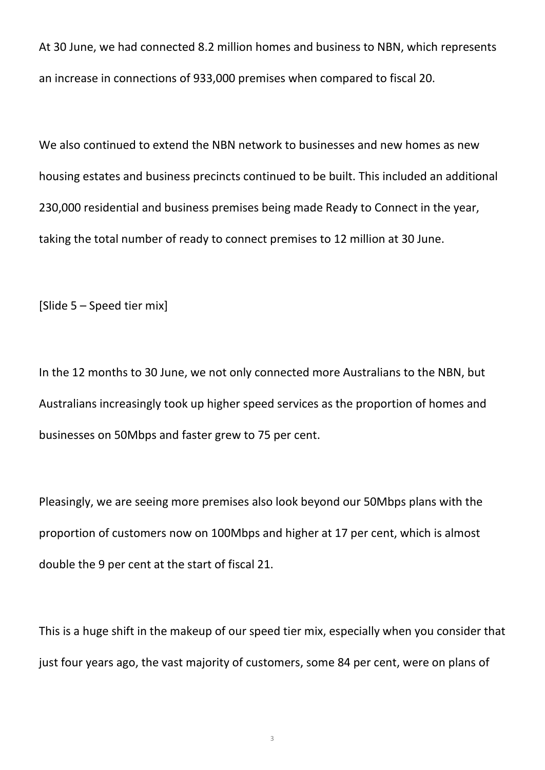At 30 June, we had connected 8.2 million homes and business to NBN, which represents an increase in connections of 933,000 premises when compared to fiscal 20.

We also continued to extend the NBN network to businesses and new homes as new housing estates and business precincts continued to be built. This included an additional 230,000 residential and business premises being made Ready to Connect in the year, taking the total number of ready to connect premises to 12 million at 30 June.

[Slide 5 – Speed tier mix]

In the 12 months to 30 June, we not only connected more Australians to the NBN, but Australians increasingly took up higher speed services as the proportion of homes and businesses on 50Mbps and faster grew to 75 per cent.

Pleasingly, we are seeing more premises also look beyond our 50Mbps plans with the proportion of customers now on 100Mbps and higher at 17 per cent, which is almost double the 9 per cent at the start of fiscal 21.

This is a huge shift in the makeup of our speed tier mix, especially when you consider that just four years ago, the vast majority of customers, some 84 per cent, were on plans of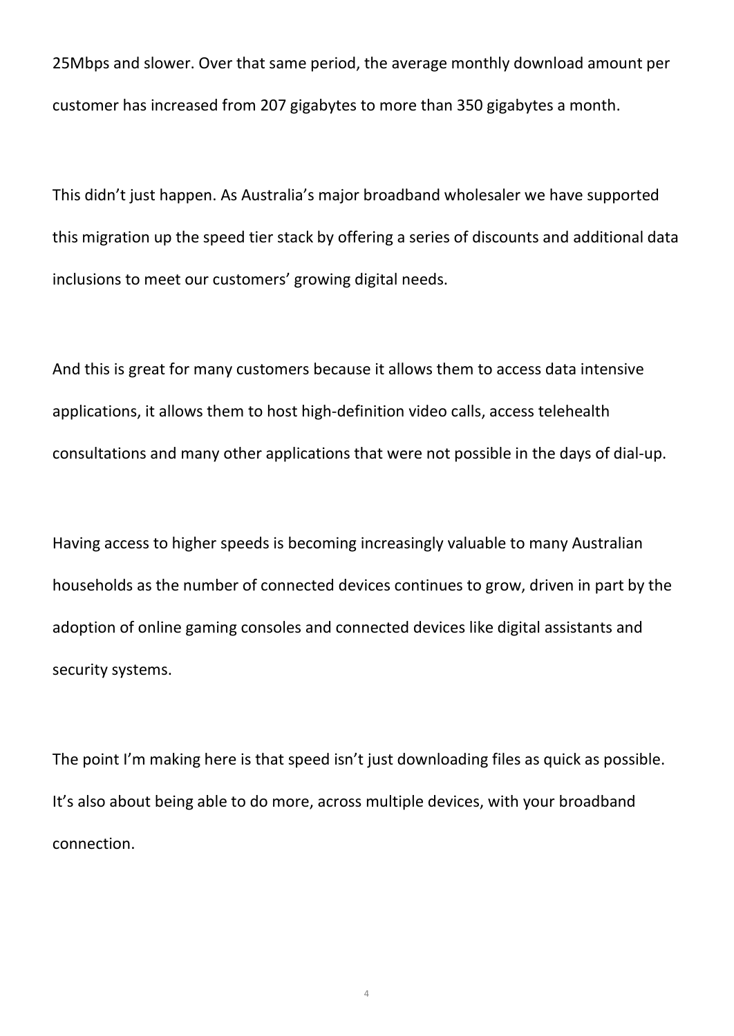25Mbps and slower. Over that same period, the average monthly download amount per customer has increased from 207 gigabytes to more than 350 gigabytes a month.

This didn't just happen. As Australia's major broadband wholesaler we have supported this migration up the speed tier stack by offering a series of discounts and additional data inclusions to meet our customers' growing digital needs.

And this is great for many customers because it allows them to access data intensive applications, it allows them to host high-definition video calls, access telehealth consultations and many other applications that were not possible in the days of dial-up.

Having access to higher speeds is becoming increasingly valuable to many Australian households as the number of connected devices continues to grow, driven in part by the adoption of online gaming consoles and connected devices like digital assistants and security systems.

The point I'm making here is that speed isn't just downloading files as quick as possible. It's also about being able to do more, across multiple devices, with your broadband connection.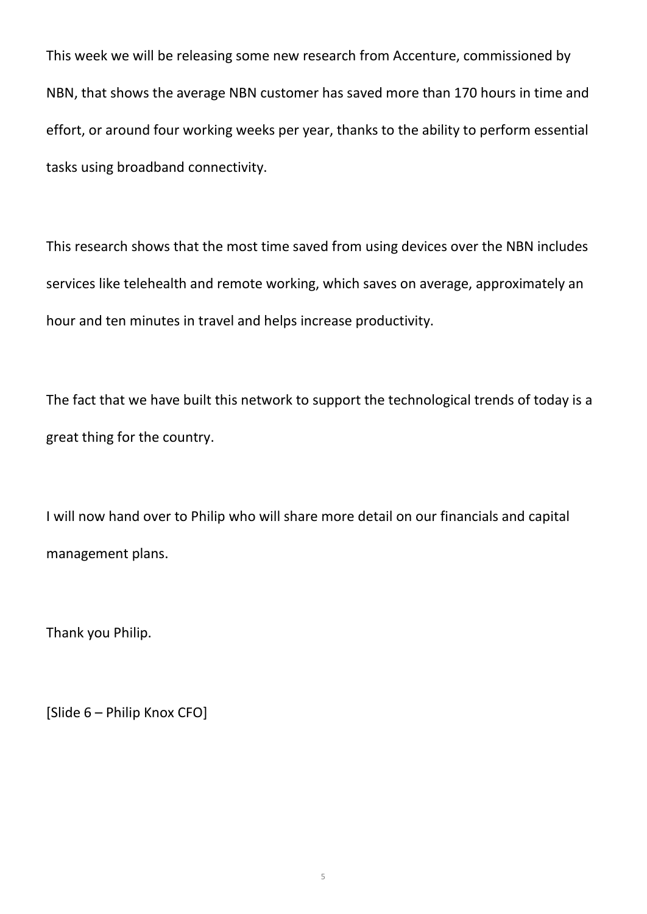This week we will be releasing some new research from Accenture, commissioned by NBN, that shows the average NBN customer has saved more than 170 hours in time and effort, or around four working weeks per year, thanks to the ability to perform essential tasks using broadband connectivity.

This research shows that the most time saved from using devices over the NBN includes services like telehealth and remote working, which saves on average, approximately an hour and ten minutes in travel and helps increase productivity.

The fact that we have built this network to support the technological trends of today is a great thing for the country.

I will now hand over to Philip who will share more detail on our financials and capital management plans.

Thank you Philip.

[Slide 6 – Philip Knox CFO]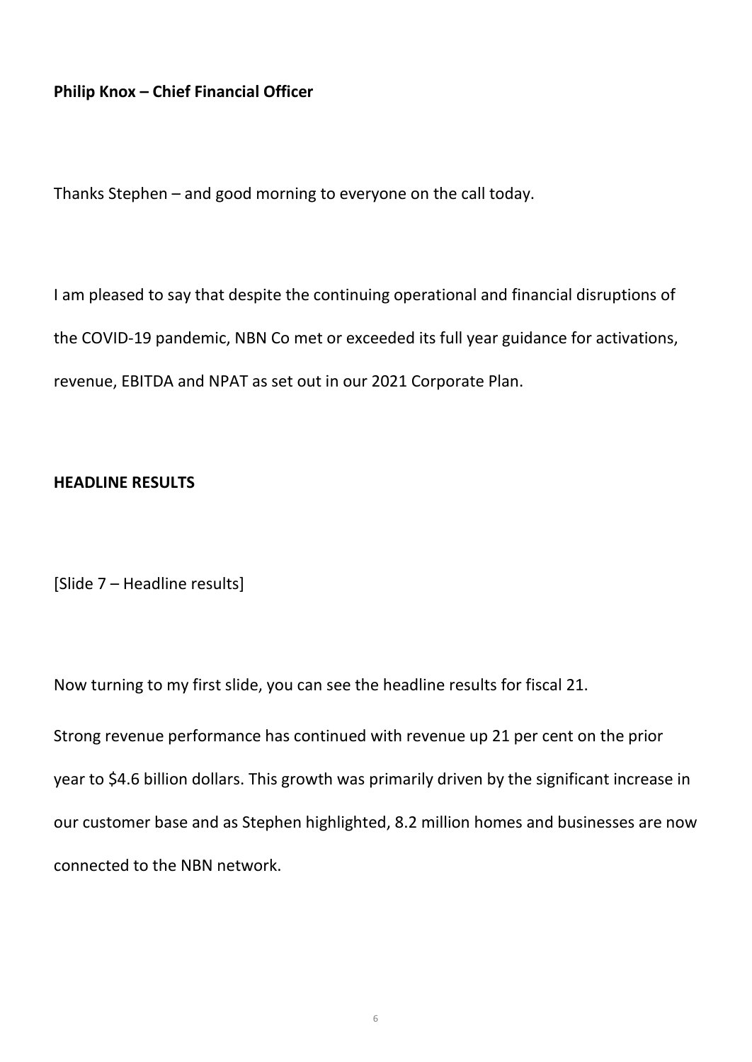**Philip Knox – Chief Financial Officer**

Thanks Stephen – and good morning to everyone on the call today.

I am pleased to say that despite the continuing operational and financial disruptions of the COVID-19 pandemic, NBN Co met or exceeded its full year guidance for activations, revenue, EBITDA and NPAT as set out in our 2021 Corporate Plan.

**HEADLINE RESULTS**

[Slide 7 – Headline results]

Now turning to my first slide, you can see the headline results for fiscal 21.

Strong revenue performance has continued with revenue up 21 per cent on the prior year to $4.6 billion dollars. This growth was primarily driven by the significant increase in our customer base and as Stephen highlighted, 8.2 million homes and businesses are now connected to the NBN network.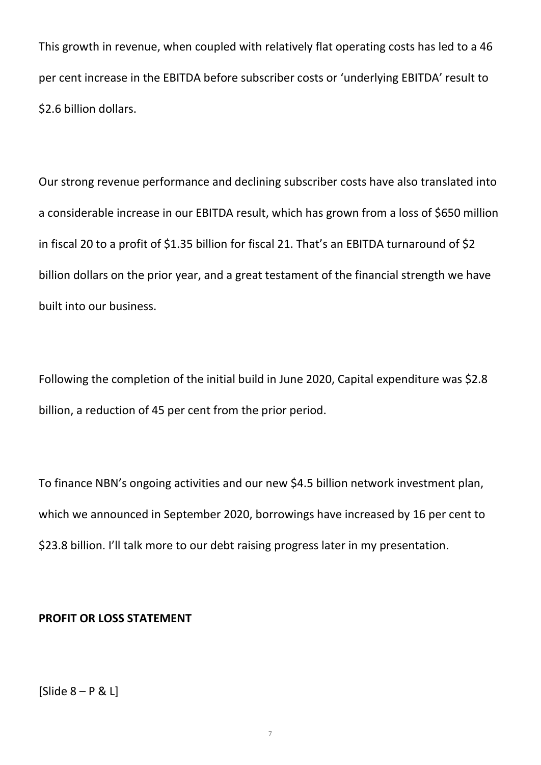This growth in revenue, when coupled with relatively flat operating costs has led to a 46 per cent increase in the EBITDA before subscriber costs or 'underlying EBITDA' result to $2.6 billion dollars.

Our strong revenue performance and declining subscriber costs have also translated into a considerable increase in our EBITDA result, which has grown from a loss of $650 million in fiscal 20 to a profit of $1.35 billion for fiscal 21. That's an EBITDA turnaround of $2 billion dollars on the prior year, and a great testament of the financial strength we have built into our business.

Following the completion of the initial build in June 2020, Capital expenditure was $2.8 billion, a reduction of 45 per cent from the prior period.

To finance NBN's ongoing activities and our new $4.5 billion network investment plan, which we announced in September 2020, borrowings have increased by 16 per cent to $23.8 billion. I'll talk more to our debt raising progress later in my presentation.

**PROFIT OR LOSS STATEMENT**

[Slide 8 – P & L]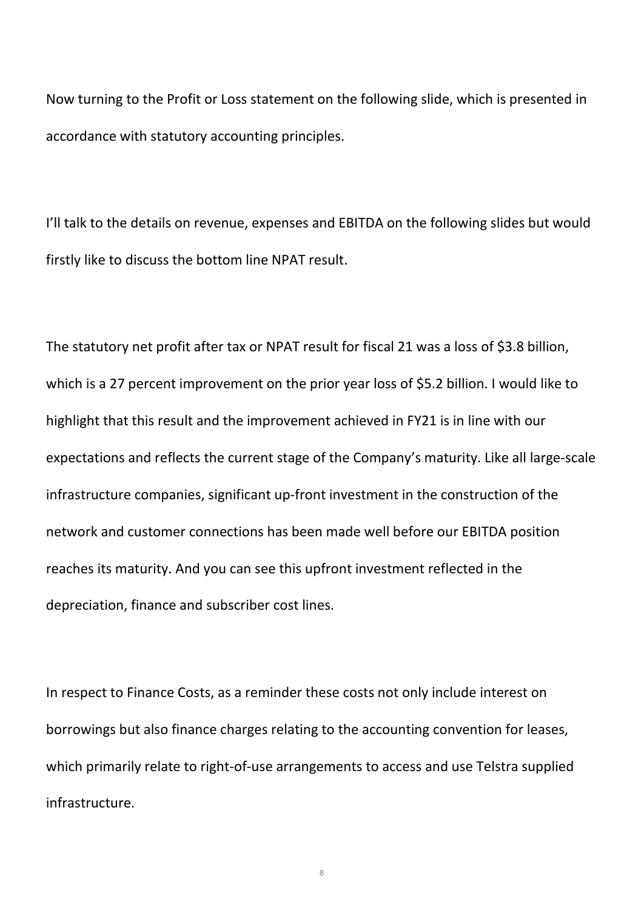Now turning to the Profit or Loss statement on the following slide, which is presented in accordance with statutory accounting principles.

I'll talk to the details on revenue, expenses and EBITDA on the following slides but would firstly like to discuss the bottom line NPAT result.

The statutory net profit after tax or NPAT result for fiscal 21 was a loss of $3.8 billion, which is a 27 percent improvement on the prior year loss of $5.2 billion. I would like to highlight that this result and the improvement achieved in FY21 is in line with our expectations and reflects the current stage of the Company's maturity. Like all large-scale infrastructure companies, significant up-front investment in the construction of the network and customer connections has been made well before our EBITDA position reaches its maturity. And you can see this upfront investment reflected in the depreciation, finance and subscriber cost lines.

In respect to Finance Costs, as a reminder these costs not only include interest on borrowings but also finance charges relating to the accounting convention for leases, which primarily relate to right-of-use arrangements to access and use Telstra supplied infrastructure.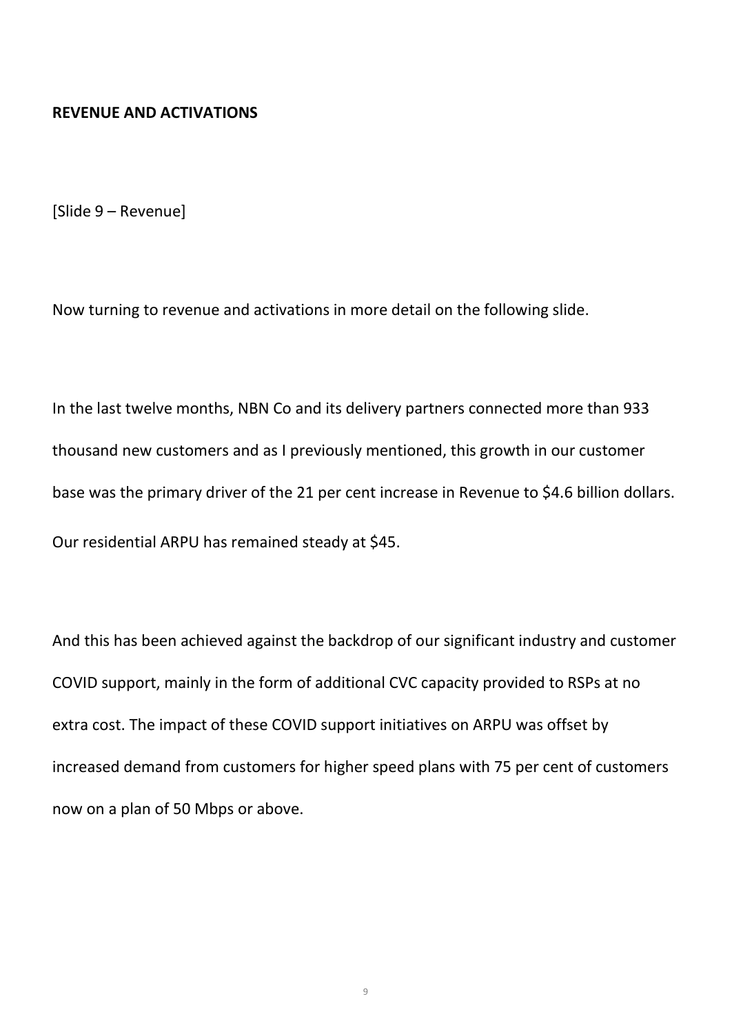**REVENUE AND ACTIVATIONS**

[Slide 9 – Revenue]

Now turning to revenue and activations in more detail on the following slide.

In the last twelve months, NBN Co and its delivery partners connected more than 933 thousand new customers and as I previously mentioned, this growth in our customer base was the primary driver of the 21 per cent increase in Revenue to $4.6 billion dollars. Our residential ARPU has remained steady at $45.

And this has been achieved against the backdrop of our significant industry and customer COVID support, mainly in the form of additional CVC capacity provided to RSPs at no extra cost. The impact of these COVID support initiatives on ARPU was offset by increased demand from customers for higher speed plans with 75 per cent of customers now on a plan of 50 Mbps or above.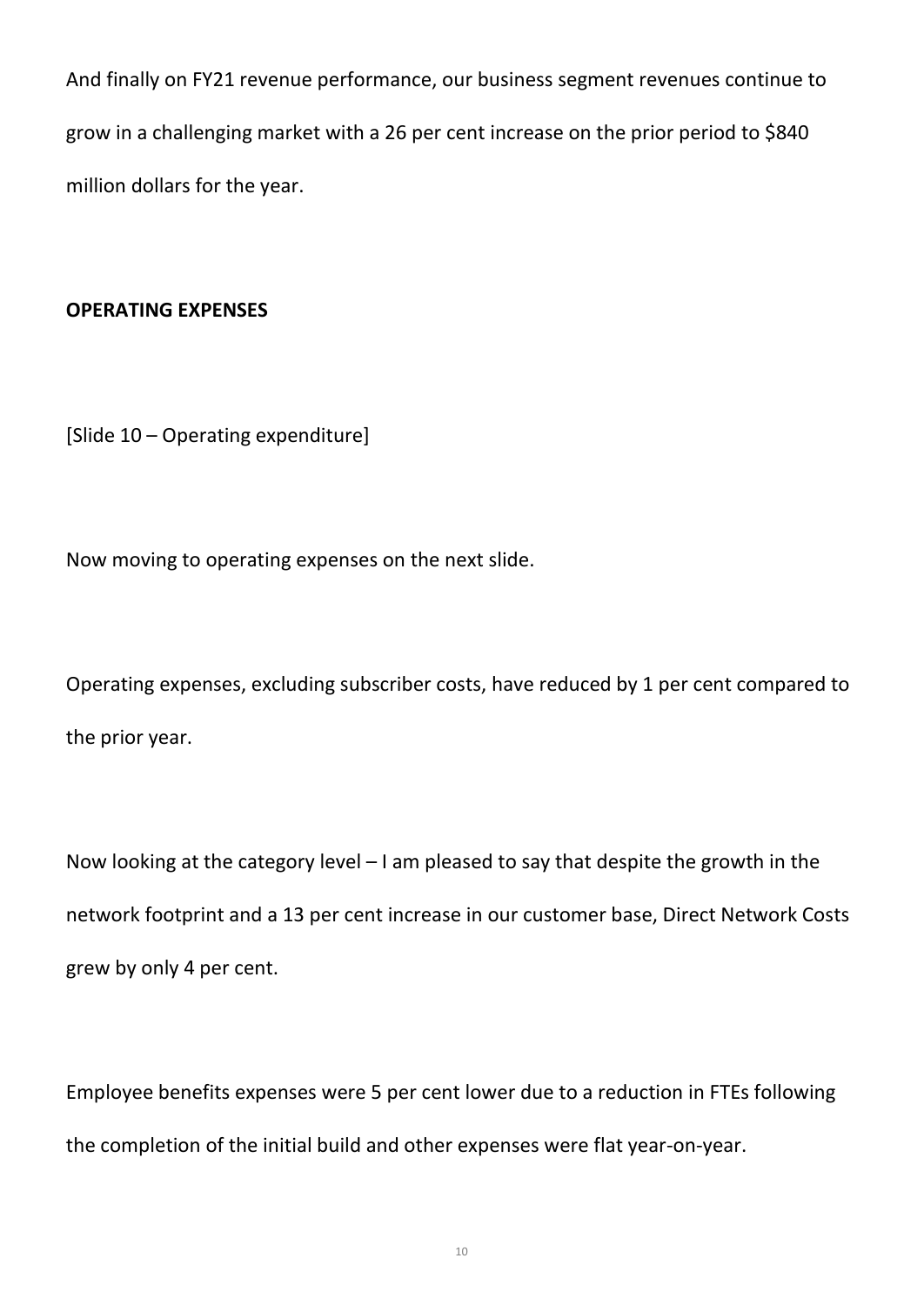And finally on FY21 revenue performance, our business segment revenues continue to grow in a challenging market with a 26 per cent increase on the prior period to $840 million dollars for the year.

**OPERATING EXPENSES**

[Slide 10 – Operating expenditure]

Now moving to operating expenses on the next slide.

Operating expenses, excluding subscriber costs, have reduced by 1 per cent compared to the prior year.

Now looking at the category level – I am pleased to say that despite the growth in the network footprint and a 13 per cent increase in our customer base, Direct Network Costs grew by only 4 per cent.

Employee benefits expenses were 5 per cent lower due to a reduction in FTEs following the completion of the initial build and other expenses were flat year-on-year.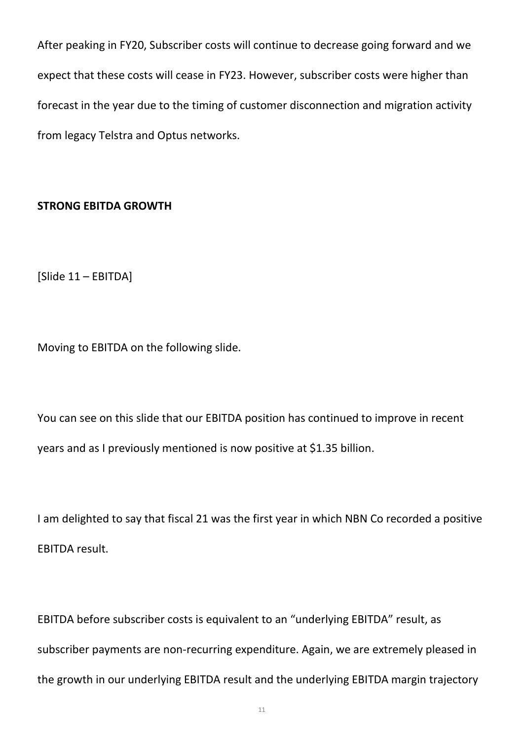After peaking in FY20, Subscriber costs will continue to decrease going forward and we expect that these costs will cease in FY23. However, subscriber costs were higher than forecast in the year due to the timing of customer disconnection and migration activity from legacy Telstra and Optus networks.

**STRONG EBITDA GROWTH**

[Slide 11 – EBITDA]

Moving to EBITDA on the following slide.

You can see on this slide that our EBITDA position has continued to improve in recent years and as I previously mentioned is now positive at $1.35 billion.

I am delighted to say that fiscal 21 was the first year in which NBN Co recorded a positive EBITDA result.

EBITDA before subscriber costs is equivalent to an "underlying EBITDA" result, as subscriber payments are non-recurring expenditure. Again, we are extremely pleased in the growth in our underlying EBITDA result and the underlying EBITDA margin trajectory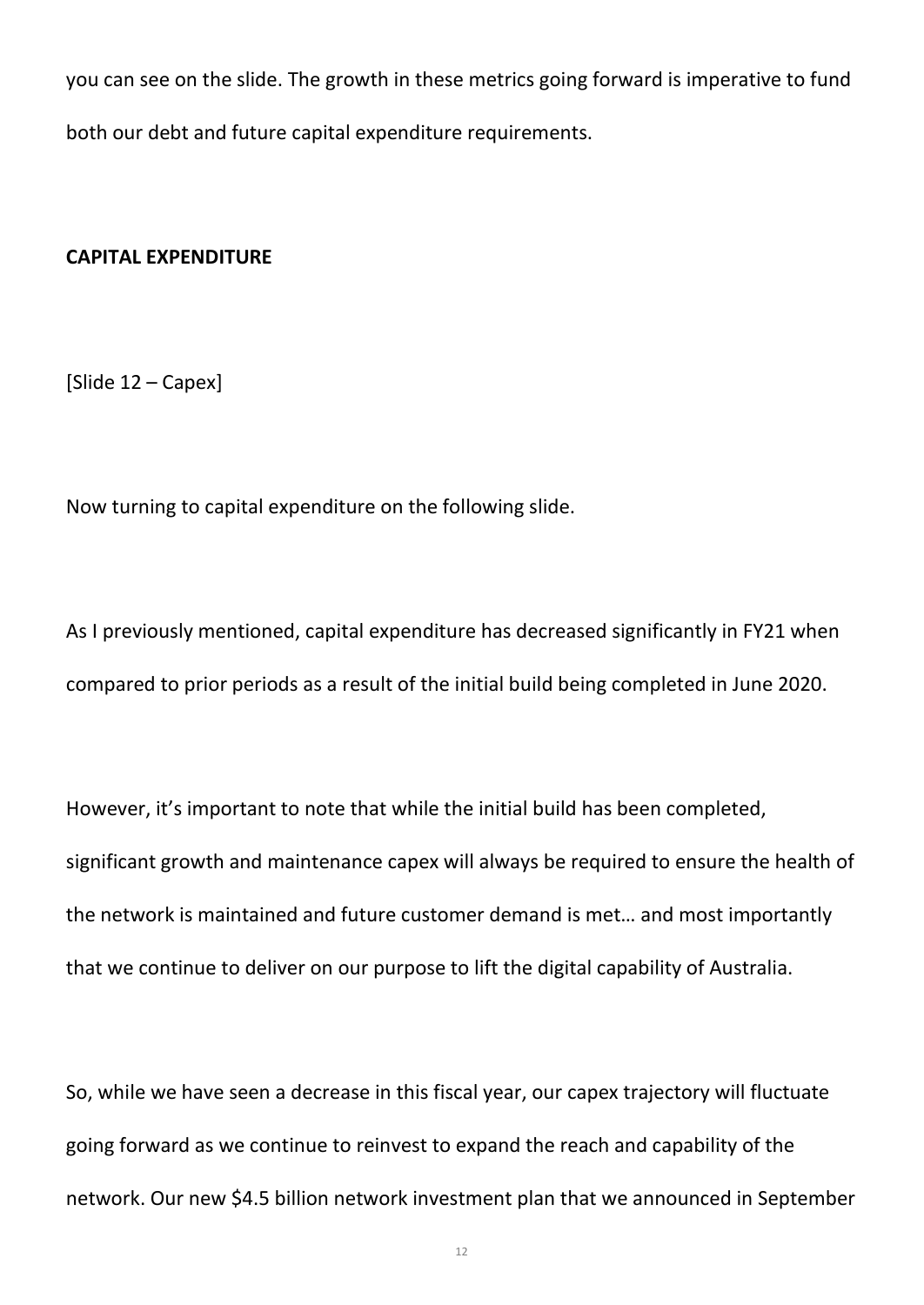you can see on the slide. The growth in these metrics going forward is imperative to fund both our debt and future capital expenditure requirements.

**CAPITAL EXPENDITURE**

[Slide 12 – Capex]

Now turning to capital expenditure on the following slide.

As I previously mentioned, capital expenditure has decreased significantly in FY21 when compared to prior periods as a result of the initial build being completed in June 2020.

However, it's important to note that while the initial build has been completed, significant growth and maintenance capex will always be required to ensure the health of the network is maintained and future customer demand is met… and most importantly that we continue to deliver on our purpose to lift the digital capability of Australia.

So, while we have seen a decrease in this fiscal year, our capex trajectory will fluctuate going forward as we continue to reinvest to expand the reach and capability of the network. Our new $4.5 billion network investment plan that we announced in September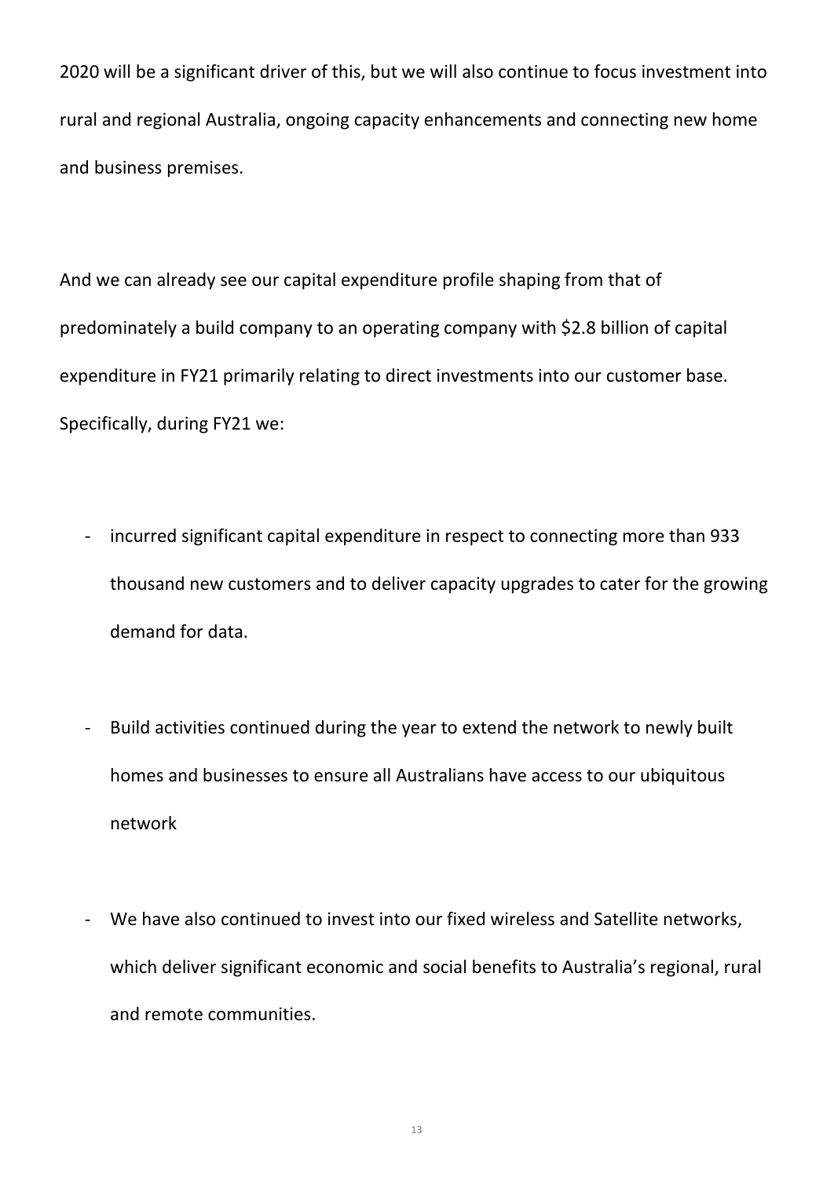2020 will be a significant driver of this, but we will also continue to focus investment into rural and regional Australia, ongoing capacity enhancements and connecting new home and business premises.

And we can already see our capital expenditure profile shaping from that of predominately a build company to an operating company with $2.8 billion of capital expenditure in FY21 primarily relating to direct investments into our customer base. Specifically, during FY21 we:

- incurred significant capital expenditure in respect to connecting more than 933 thousand new customers and to deliver capacity upgrades to cater for the growing demand for data.

- Build activities continued during the year to extend the network to newly built homes and businesses to ensure all Australians have access to our ubiquitous network

- We have also continued to invest into our fixed wireless and Satellite networks, which deliver significant economic and social benefits to Australia's regional, rural and remote communities.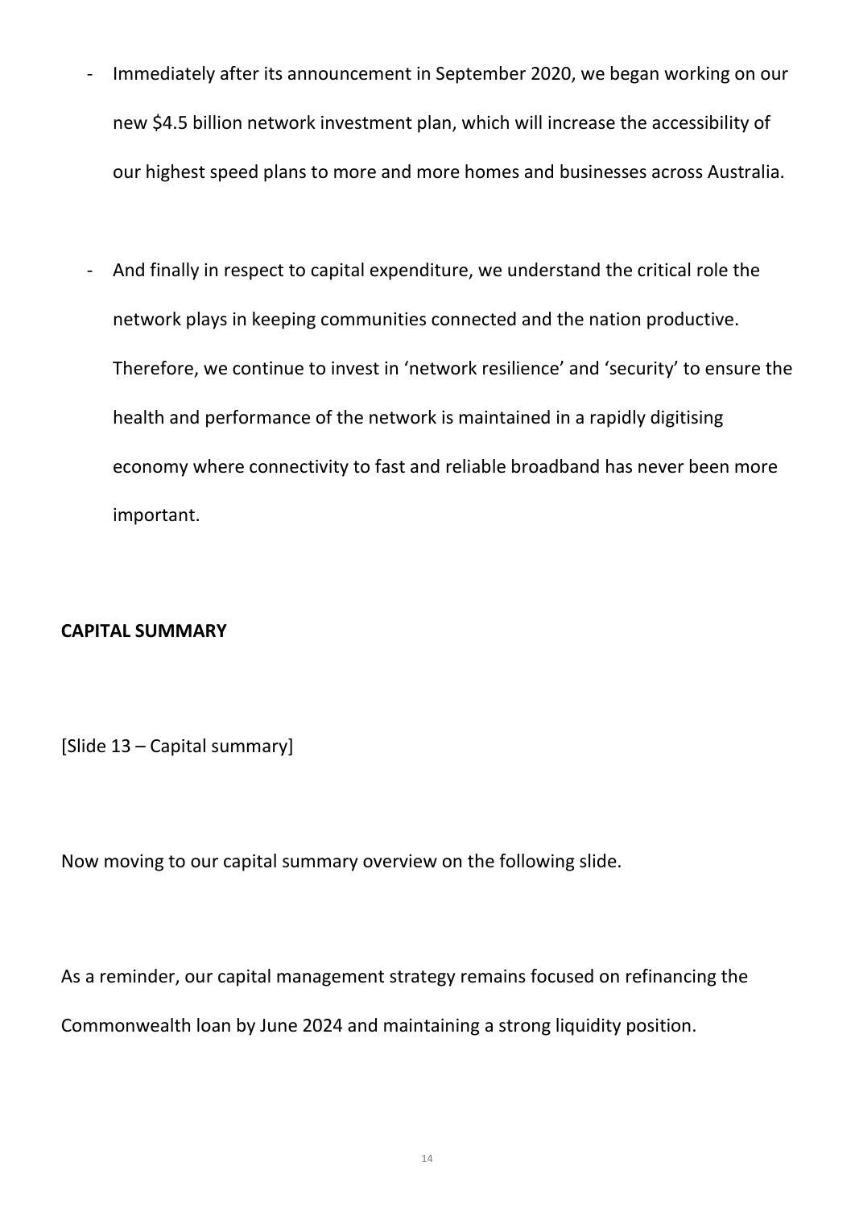- Immediately after its announcement in September 2020, we began working on our new $4.5 billion network investment plan, which will increase the accessibility of our highest speed plans to more and more homes and businesses across Australia.

- And finally in respect to capital expenditure, we understand the critical role the network plays in keeping communities connected and the nation productive. Therefore, we continue to invest in 'network resilience' and 'security' to ensure the health and performance of the network is maintained in a rapidly digitising economy where connectivity to fast and reliable broadband has never been more important.

**CAPITAL SUMMARY**

[Slide 13 – Capital summary]

Now moving to our capital summary overview on the following slide.

As a reminder, our capital management strategy remains focused on refinancing the Commonwealth loan by June 2024 and maintaining a strong liquidity position.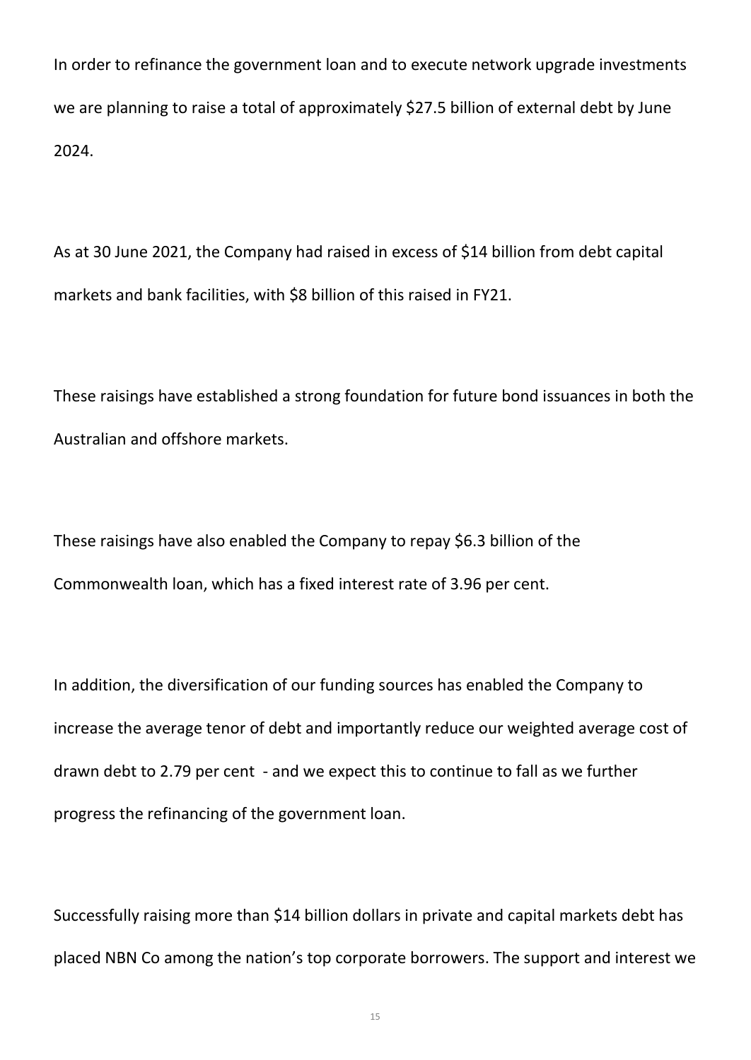In order to refinance the government loan and to execute network upgrade investments we are planning to raise a total of approximately $27.5 billion of external debt by June 2024.

As at 30 June 2021, the Company had raised in excess of $14 billion from debt capital markets and bank facilities, with $8 billion of this raised in FY21.

These raisings have established a strong foundation for future bond issuances in both the Australian and offshore markets.

These raisings have also enabled the Company to repay $6.3 billion of the Commonwealth loan, which has a fixed interest rate of 3.96 per cent.

In addition, the diversification of our funding sources has enabled the Company to increase the average tenor of debt and importantly reduce our weighted average cost of drawn debt to 2.79 per cent - and we expect this to continue to fall as we further progress the refinancing of the government loan.

Successfully raising more than $14 billion dollars in private and capital markets debt has placed NBN Co among the nation's top corporate borrowers. The support and interest we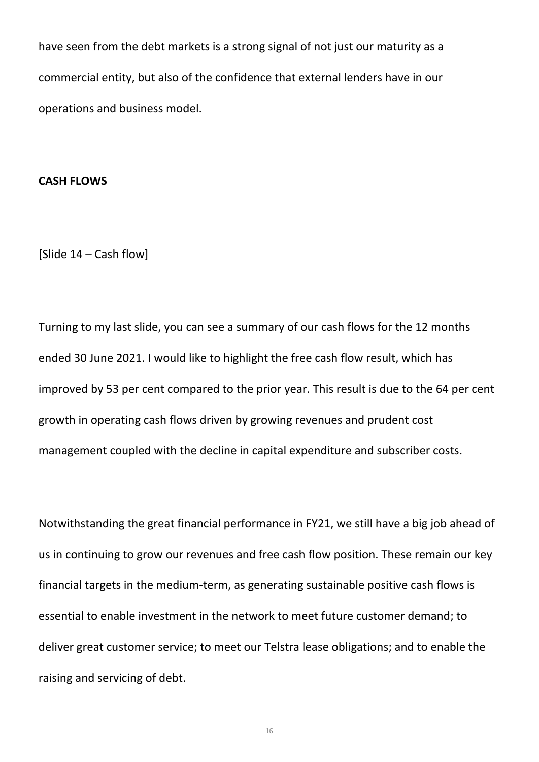have seen from the debt markets is a strong signal of not just our maturity as a commercial entity, but also of the confidence that external lenders have in our operations and business model.

**CASH FLOWS**

[Slide 14 – Cash flow]

Turning to my last slide, you can see a summary of our cash flows for the 12 months ended 30 June 2021. I would like to highlight the free cash flow result, which has improved by 53 per cent compared to the prior year. This result is due to the 64 per cent growth in operating cash flows driven by growing revenues and prudent cost management coupled with the decline in capital expenditure and subscriber costs.

Notwithstanding the great financial performance in FY21, we still have a big job ahead of us in continuing to grow our revenues and free cash flow position. These remain our key financial targets in the medium-term, as generating sustainable positive cash flows is essential to enable investment in the network to meet future customer demand; to deliver great customer service; to meet our Telstra lease obligations; and to enable the raising and servicing of debt.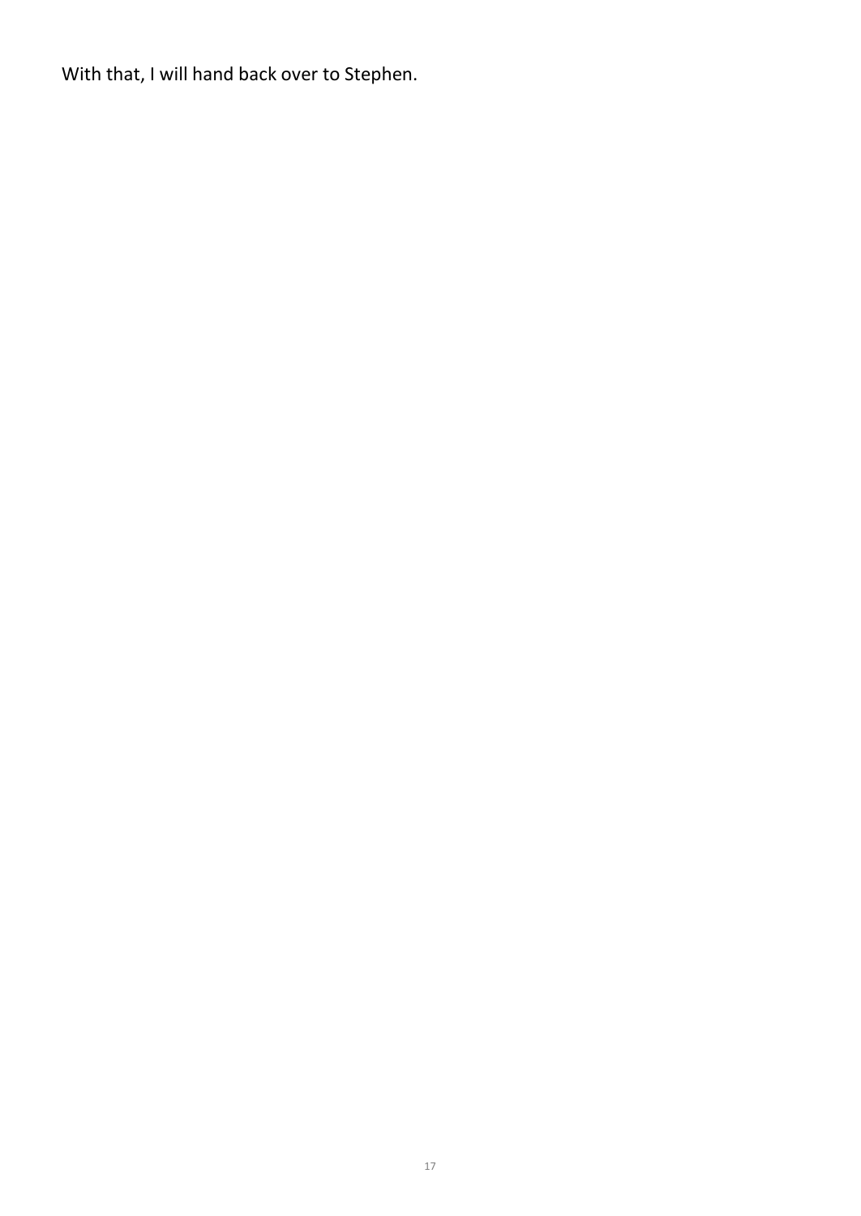With that, I will hand back over to Stephen.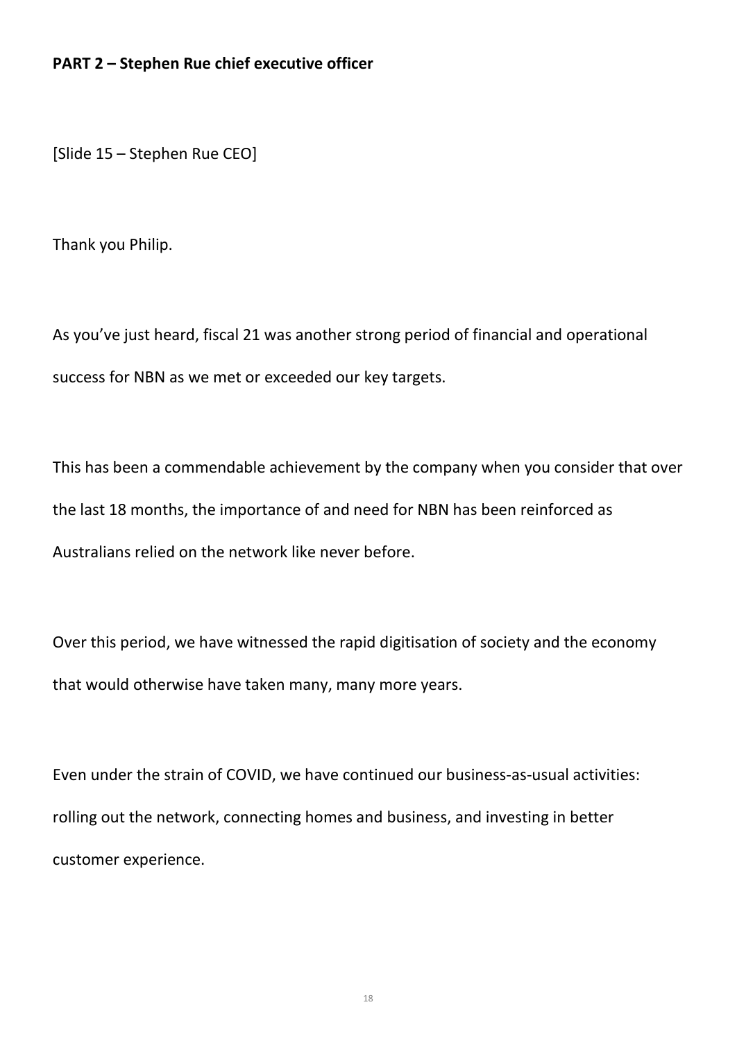**PART 2 – Stephen Rue chief executive officer**

[Slide 15 – Stephen Rue CEO]

Thank you Philip.

As you've just heard, fiscal 21 was another strong period of financial and operational success for NBN as we met or exceeded our key targets.

This has been a commendable achievement by the company when you consider that over the last 18 months, the importance of and need for NBN has been reinforced as Australians relied on the network like never before.

Over this period, we have witnessed the rapid digitisation of society and the economy that would otherwise have taken many, many more years.

Even under the strain of COVID, we have continued our business-as-usual activities: rolling out the network, connecting homes and business, and investing in better customer experience.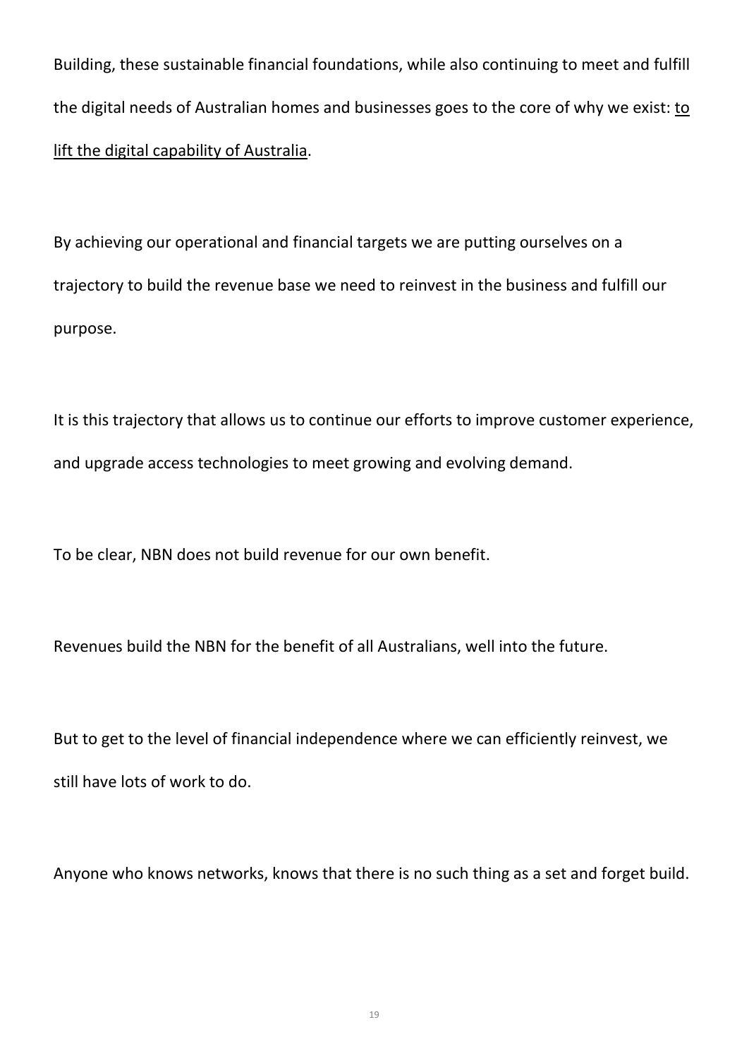Building, these sustainable financial foundations, while also continuing to meet and fulfill the digital needs of Australian homes and businesses goes to the core of why we exist: <u>to lift the digital capability of Australia</u>.

By achieving our operational and financial targets we are putting ourselves on a trajectory to build the revenue base we need to reinvest in the business and fulfill our purpose.

It is this trajectory that allows us to continue our efforts to improve customer experience, and upgrade access technologies to meet growing and evolving demand.

To be clear, NBN does not build revenue for our own benefit.

Revenues build the NBN for the benefit of all Australians, well into the future.

But to get to the level of financial independence where we can efficiently reinvest, we still have lots of work to do.

Anyone who knows networks, knows that there is no such thing as a set and forget build.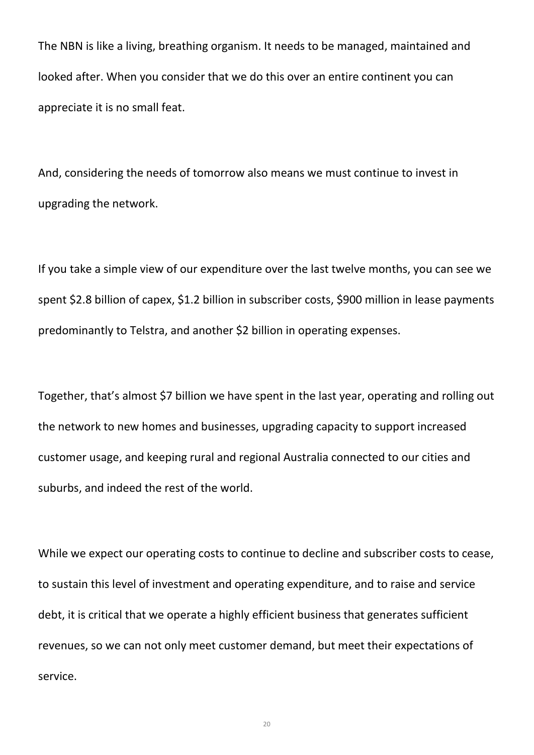The NBN is like a living, breathing organism. It needs to be managed, maintained and looked after. When you consider that we do this over an entire continent you can appreciate it is no small feat.

And, considering the needs of tomorrow also means we must continue to invest in upgrading the network.

If you take a simple view of our expenditure over the last twelve months, you can see we spent $2.8 billion of capex, $1.2 billion in subscriber costs, $900 million in lease payments predominantly to Telstra, and another $2 billion in operating expenses.

Together, that's almost $7 billion we have spent in the last year, operating and rolling out the network to new homes and businesses, upgrading capacity to support increased customer usage, and keeping rural and regional Australia connected to our cities and suburbs, and indeed the rest of the world.

While we expect our operating costs to continue to decline and subscriber costs to cease, to sustain this level of investment and operating expenditure, and to raise and service debt, it is critical that we operate a highly efficient business that generates sufficient revenues, so we can not only meet customer demand, but meet their expectations of service.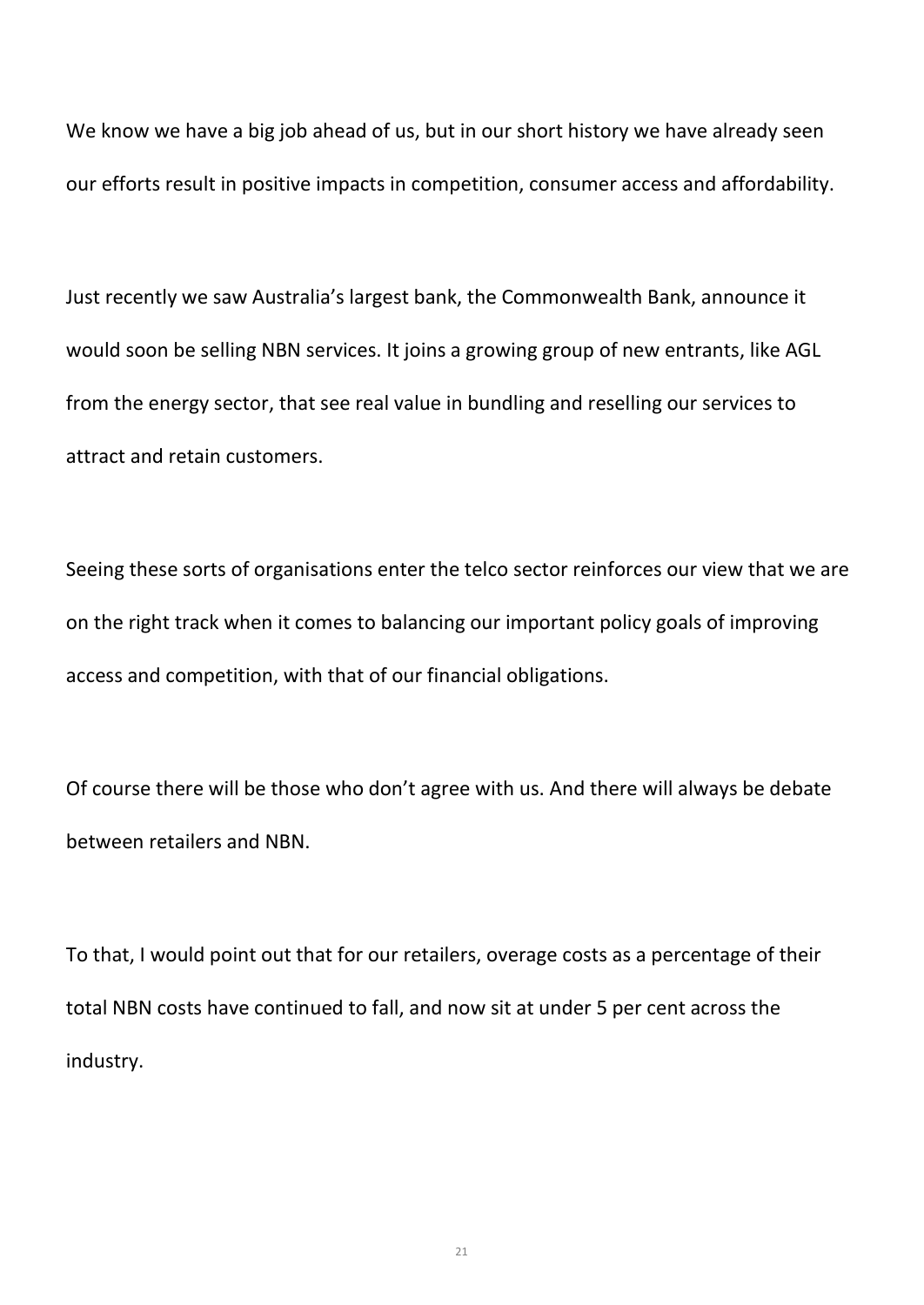We know we have a big job ahead of us, but in our short history we have already seen our efforts result in positive impacts in competition, consumer access and affordability.

Just recently we saw Australia's largest bank, the Commonwealth Bank, announce it would soon be selling NBN services. It joins a growing group of new entrants, like AGL from the energy sector, that see real value in bundling and reselling our services to attract and retain customers.

Seeing these sorts of organisations enter the telco sector reinforces our view that we are on the right track when it comes to balancing our important policy goals of improving access and competition, with that of our financial obligations.

Of course there will be those who don't agree with us. And there will always be debate between retailers and NBN.

To that, I would point out that for our retailers, overage costs as a percentage of their total NBN costs have continued to fall, and now sit at under 5 per cent across the industry.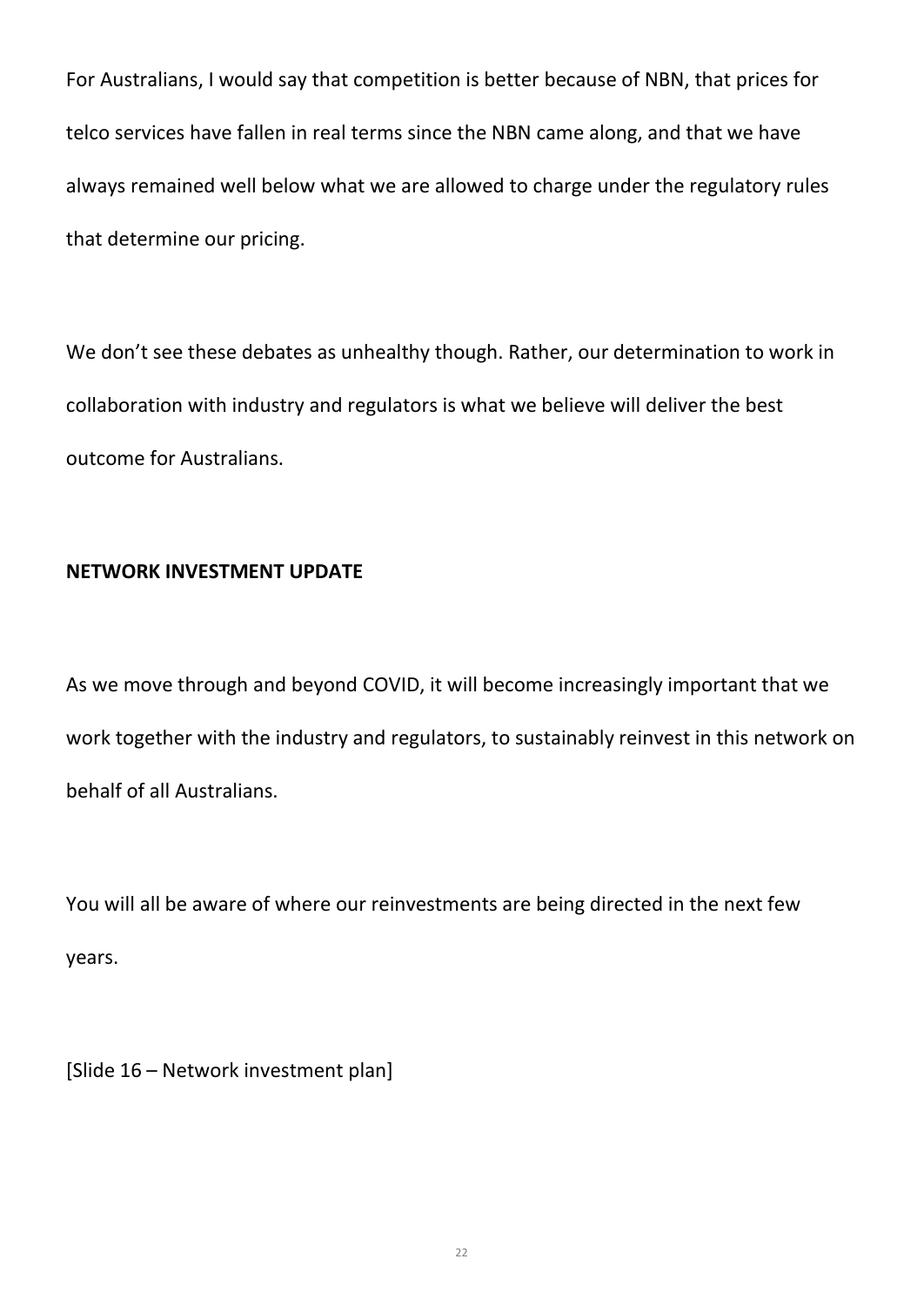For Australians, I would say that competition is better because of NBN, that prices for telco services have fallen in real terms since the NBN came along, and that we have always remained well below what we are allowed to charge under the regulatory rules that determine our pricing.

We don't see these debates as unhealthy though. Rather, our determination to work in collaboration with industry and regulators is what we believe will deliver the best outcome for Australians.

**NETWORK INVESTMENT UPDATE**

As we move through and beyond COVID, it will become increasingly important that we work together with the industry and regulators, to sustainably reinvest in this network on behalf of all Australians.

You will all be aware of where our reinvestments are being directed in the next few years.

[Slide 16 – Network investment plan]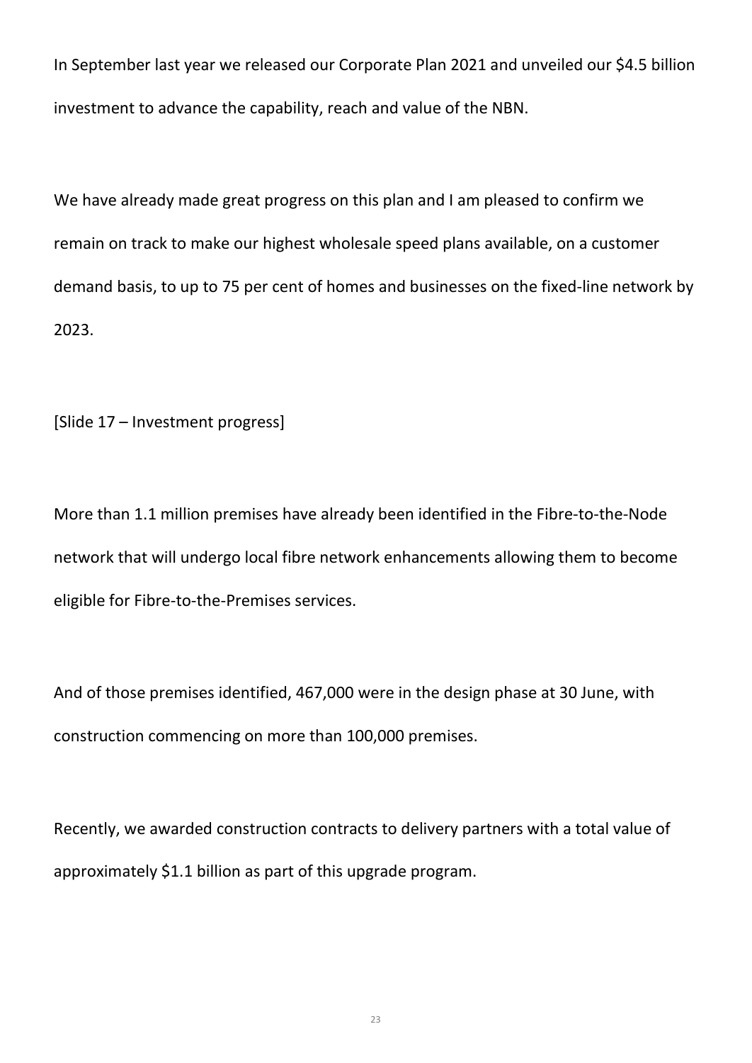In September last year we released our Corporate Plan 2021 and unveiled our $4.5 billion investment to advance the capability, reach and value of the NBN.

We have already made great progress on this plan and I am pleased to confirm we remain on track to make our highest wholesale speed plans available, on a customer demand basis, to up to 75 per cent of homes and businesses on the fixed-line network by 2023.

[Slide 17 – Investment progress]

More than 1.1 million premises have already been identified in the Fibre-to-the-Node network that will undergo local fibre network enhancements allowing them to become eligible for Fibre-to-the-Premises services.

And of those premises identified, 467,000 were in the design phase at 30 June, with construction commencing on more than 100,000 premises.

Recently, we awarded construction contracts to delivery partners with a total value of approximately $1.1 billion as part of this upgrade program.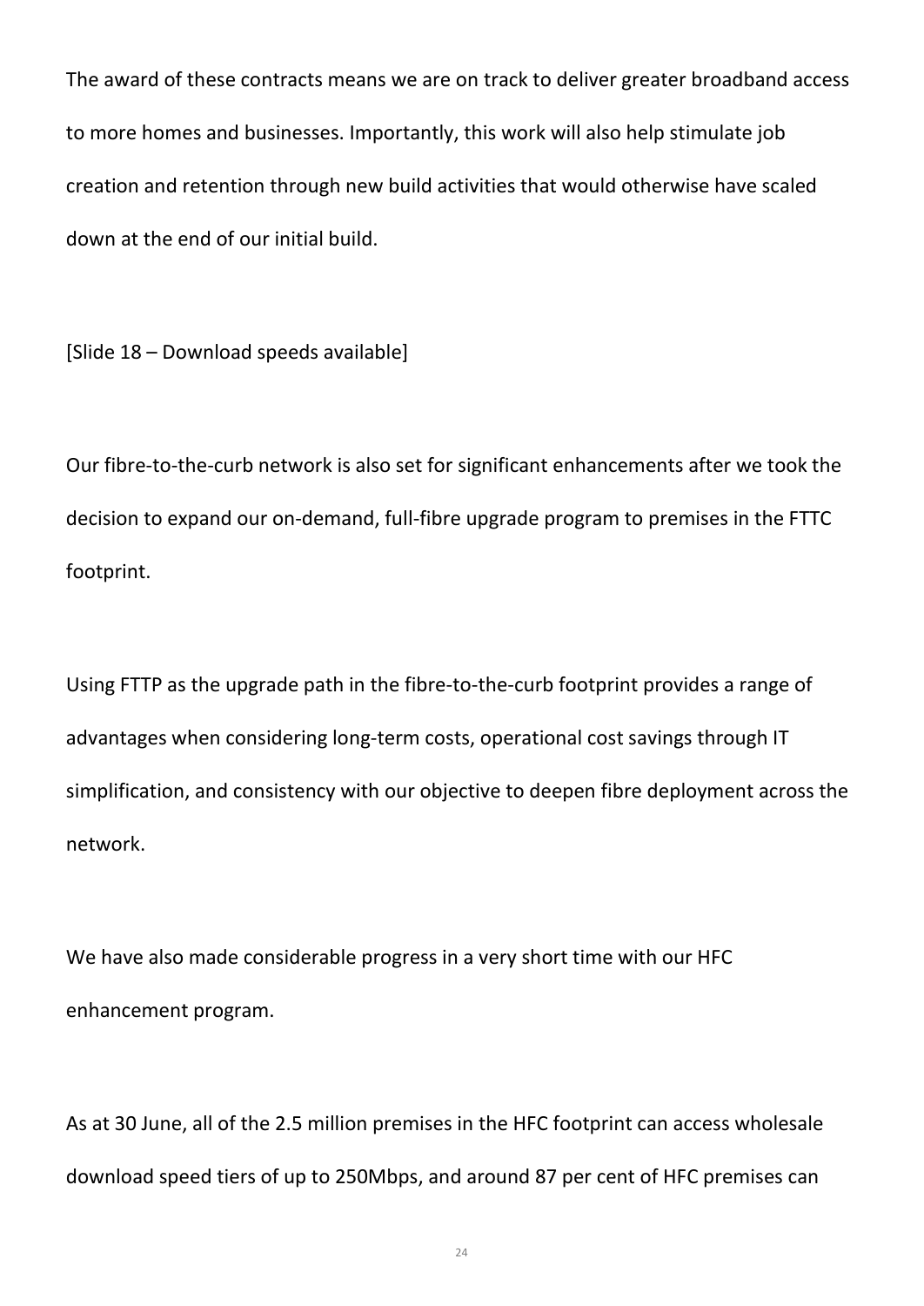The award of these contracts means we are on track to deliver greater broadband access to more homes and businesses. Importantly, this work will also help stimulate job creation and retention through new build activities that would otherwise have scaled down at the end of our initial build.

[Slide 18 – Download speeds available]

Our fibre-to-the-curb network is also set for significant enhancements after we took the decision to expand our on-demand, full-fibre upgrade program to premises in the FTTC footprint.

Using FTTP as the upgrade path in the fibre-to-the-curb footprint provides a range of advantages when considering long-term costs, operational cost savings through IT simplification, and consistency with our objective to deepen fibre deployment across the network.

We have also made considerable progress in a very short time with our HFC enhancement program.

As at 30 June, all of the 2.5 million premises in the HFC footprint can access wholesale download speed tiers of up to 250Mbps, and around 87 per cent of HFC premises can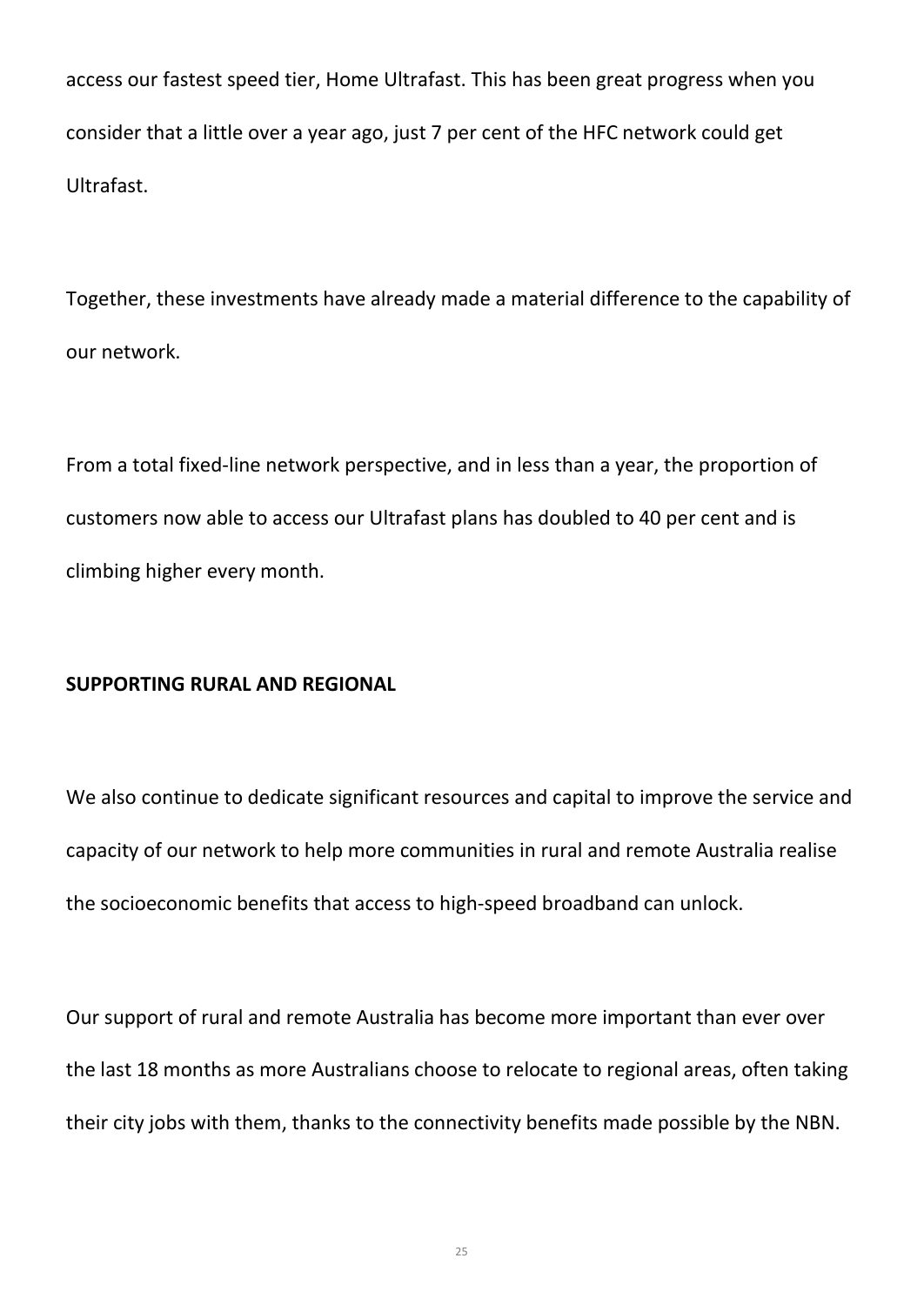access our fastest speed tier, Home Ultrafast. This has been great progress when you consider that a little over a year ago, just 7 per cent of the HFC network could get Ultrafast.

Together, these investments have already made a material difference to the capability of our network.

From a total fixed-line network perspective, and in less than a year, the proportion of customers now able to access our Ultrafast plans has doubled to 40 per cent and is climbing higher every month.

**SUPPORTING RURAL AND REGIONAL**

We also continue to dedicate significant resources and capital to improve the service and capacity of our network to help more communities in rural and remote Australia realise the socioeconomic benefits that access to high-speed broadband can unlock.

Our support of rural and remote Australia has become more important than ever over the last 18 months as more Australians choose to relocate to regional areas, often taking their city jobs with them, thanks to the connectivity benefits made possible by the NBN.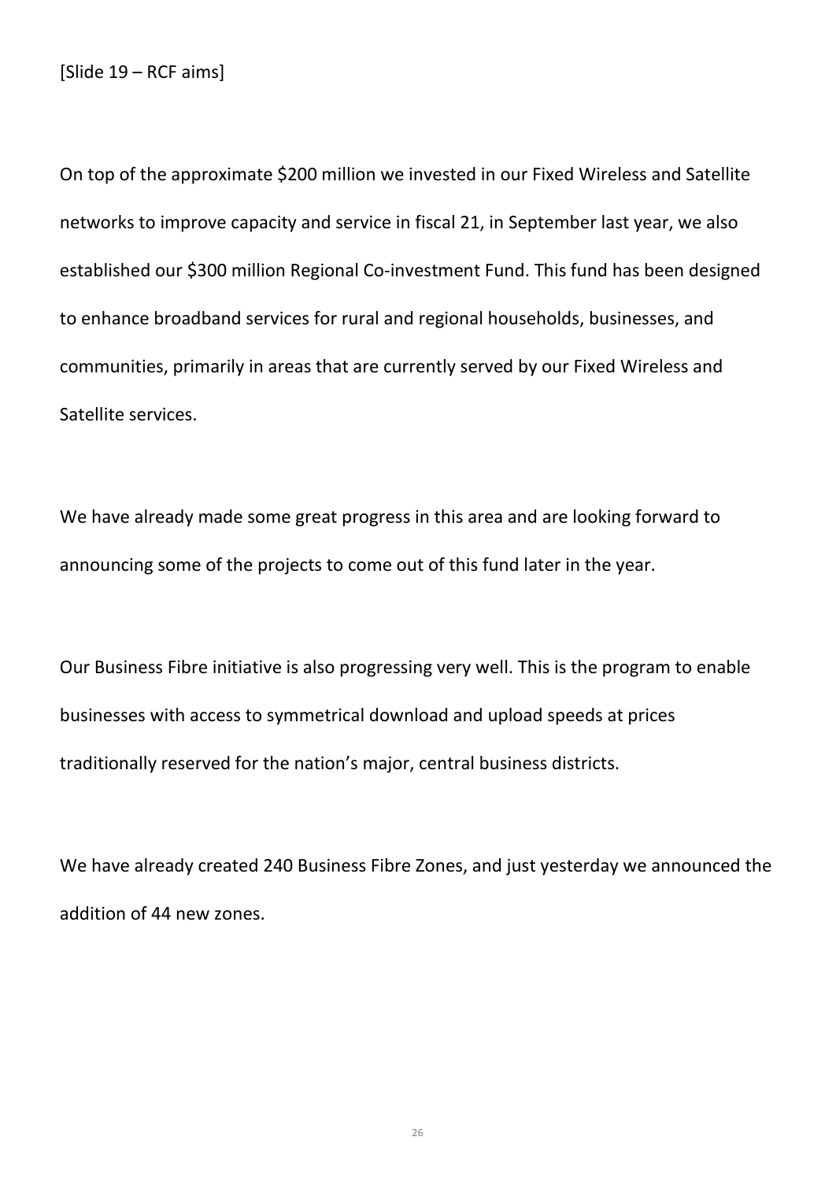[Slide 19 – RCF aims]

On top of the approximate $200 million we invested in our Fixed Wireless and Satellite networks to improve capacity and service in fiscal 21, in September last year, we also established our $300 million Regional Co-investment Fund. This fund has been designed to enhance broadband services for rural and regional households, businesses, and communities, primarily in areas that are currently served by our Fixed Wireless and Satellite services.

We have already made some great progress in this area and are looking forward to announcing some of the projects to come out of this fund later in the year.

Our Business Fibre initiative is also progressing very well. This is the program to enable businesses with access to symmetrical download and upload speeds at prices traditionally reserved for the nation's major, central business districts.

We have already created 240 Business Fibre Zones, and just yesterday we announced the addition of 44 new zones.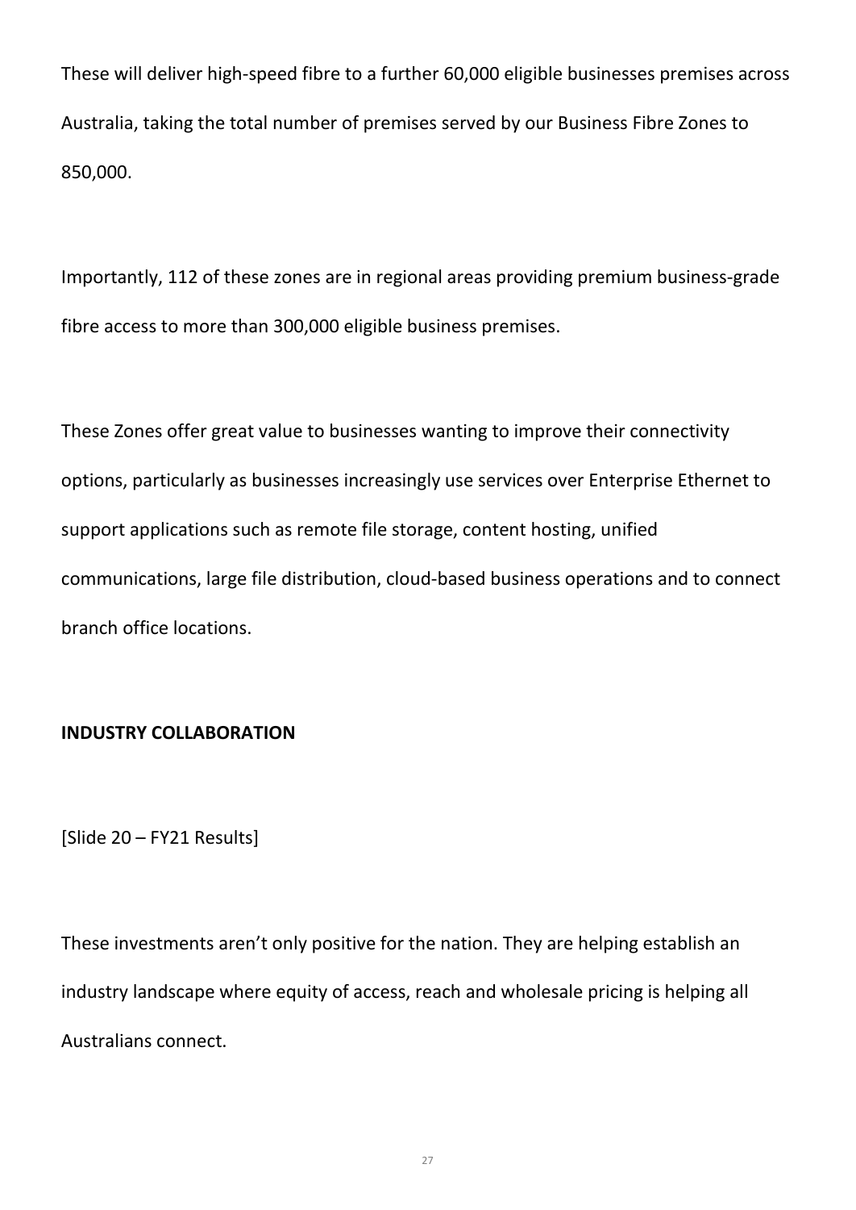These will deliver high-speed fibre to a further 60,000 eligible businesses premises across Australia, taking the total number of premises served by our Business Fibre Zones to 850,000.

Importantly, 112 of these zones are in regional areas providing premium business-grade fibre access to more than 300,000 eligible business premises.

These Zones offer great value to businesses wanting to improve their connectivity options, particularly as businesses increasingly use services over Enterprise Ethernet to support applications such as remote file storage, content hosting, unified communications, large file distribution, cloud-based business operations and to connect branch office locations.

**INDUSTRY COLLABORATION**

[Slide 20 – FY21 Results]

These investments aren't only positive for the nation. They are helping establish an industry landscape where equity of access, reach and wholesale pricing is helping all Australians connect.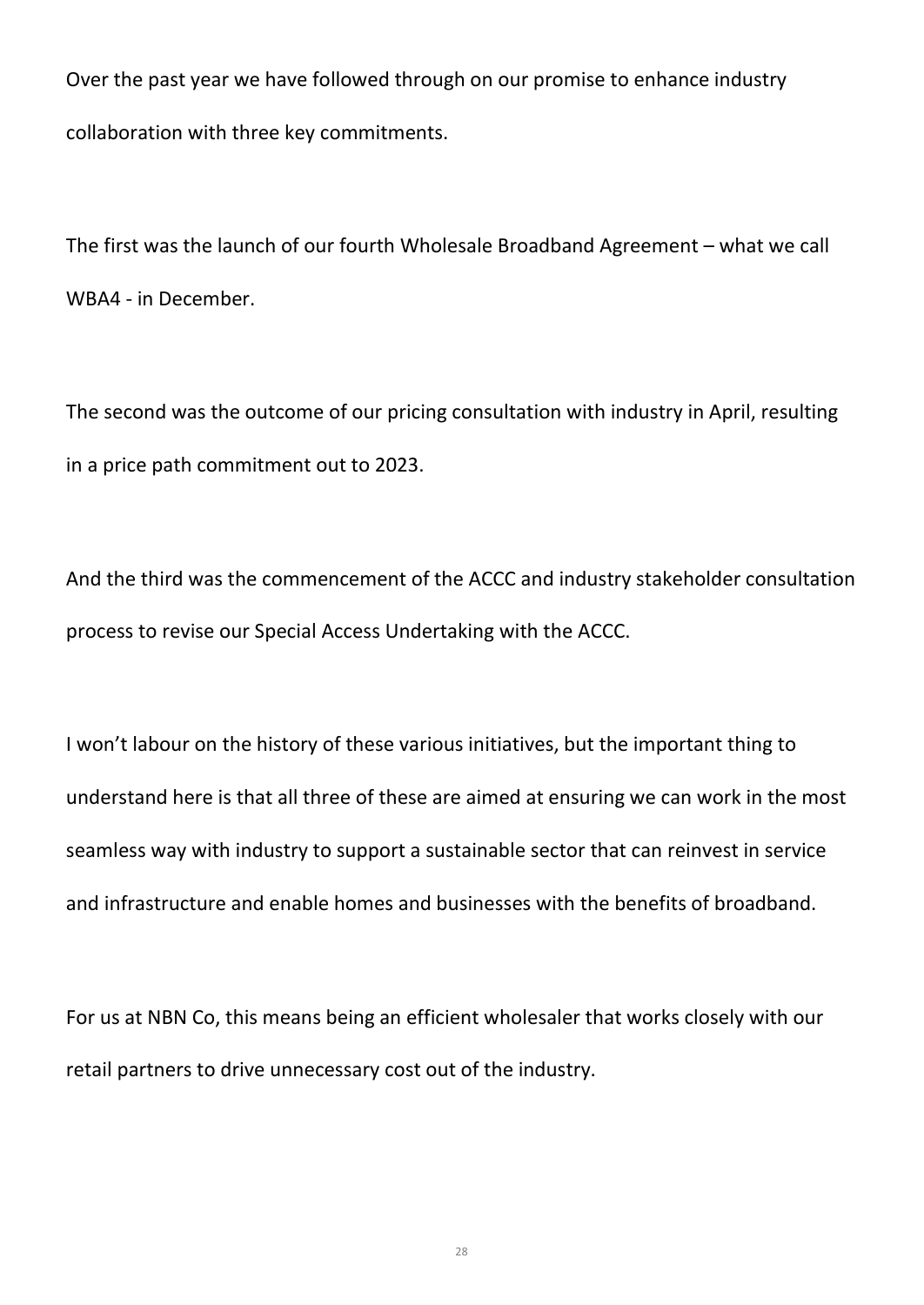Over the past year we have followed through on our promise to enhance industry collaboration with three key commitments.

The first was the launch of our fourth Wholesale Broadband Agreement – what we call WBA4 - in December.

The second was the outcome of our pricing consultation with industry in April, resulting in a price path commitment out to 2023.

And the third was the commencement of the ACCC and industry stakeholder consultation process to revise our Special Access Undertaking with the ACCC.

I won't labour on the history of these various initiatives, but the important thing to understand here is that all three of these are aimed at ensuring we can work in the most seamless way with industry to support a sustainable sector that can reinvest in service and infrastructure and enable homes and businesses with the benefits of broadband.

For us at NBN Co, this means being an efficient wholesaler that works closely with our retail partners to drive unnecessary cost out of the industry.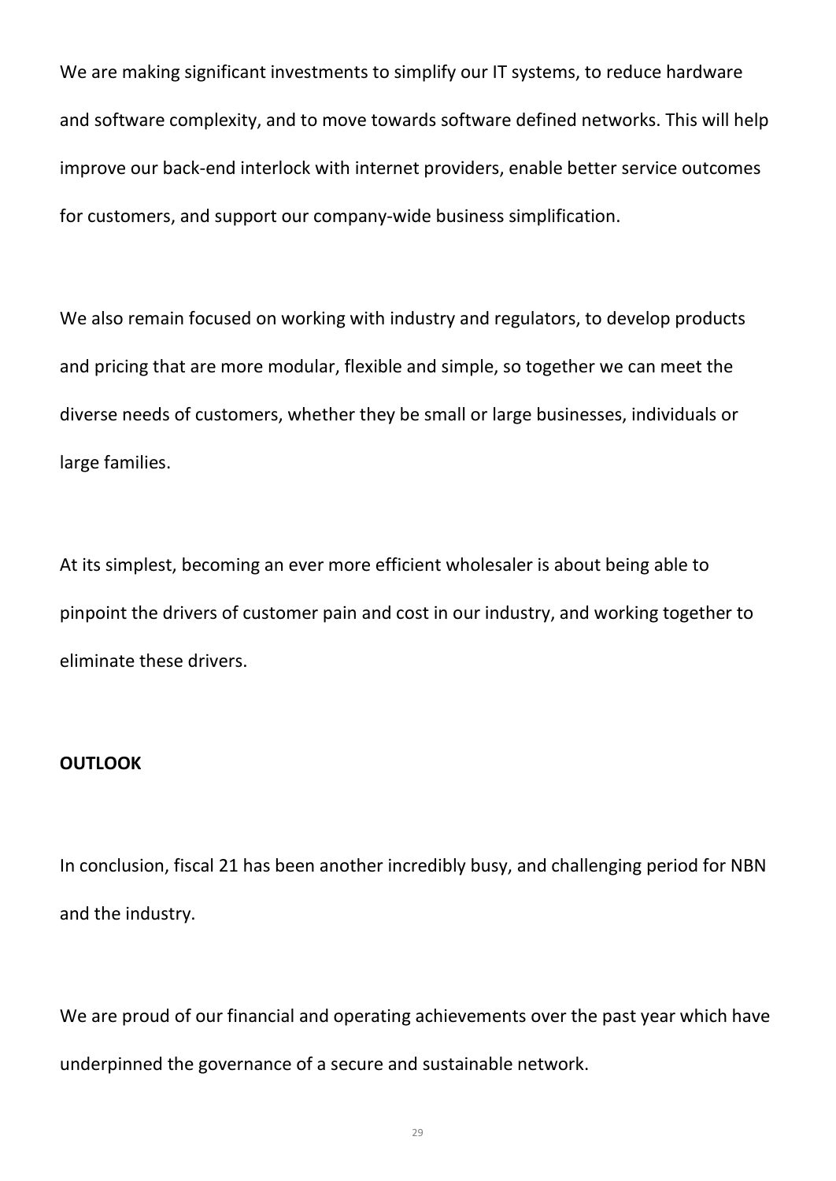We are making significant investments to simplify our IT systems, to reduce hardware and software complexity, and to move towards software defined networks. This will help improve our back-end interlock with internet providers, enable better service outcomes for customers, and support our company-wide business simplification.

We also remain focused on working with industry and regulators, to develop products and pricing that are more modular, flexible and simple, so together we can meet the diverse needs of customers, whether they be small or large businesses, individuals or large families.

At its simplest, becoming an ever more efficient wholesaler is about being able to pinpoint the drivers of customer pain and cost in our industry, and working together to eliminate these drivers.

**OUTLOOK**

In conclusion, fiscal 21 has been another incredibly busy, and challenging period for NBN and the industry.

We are proud of our financial and operating achievements over the past year which have underpinned the governance of a secure and sustainable network.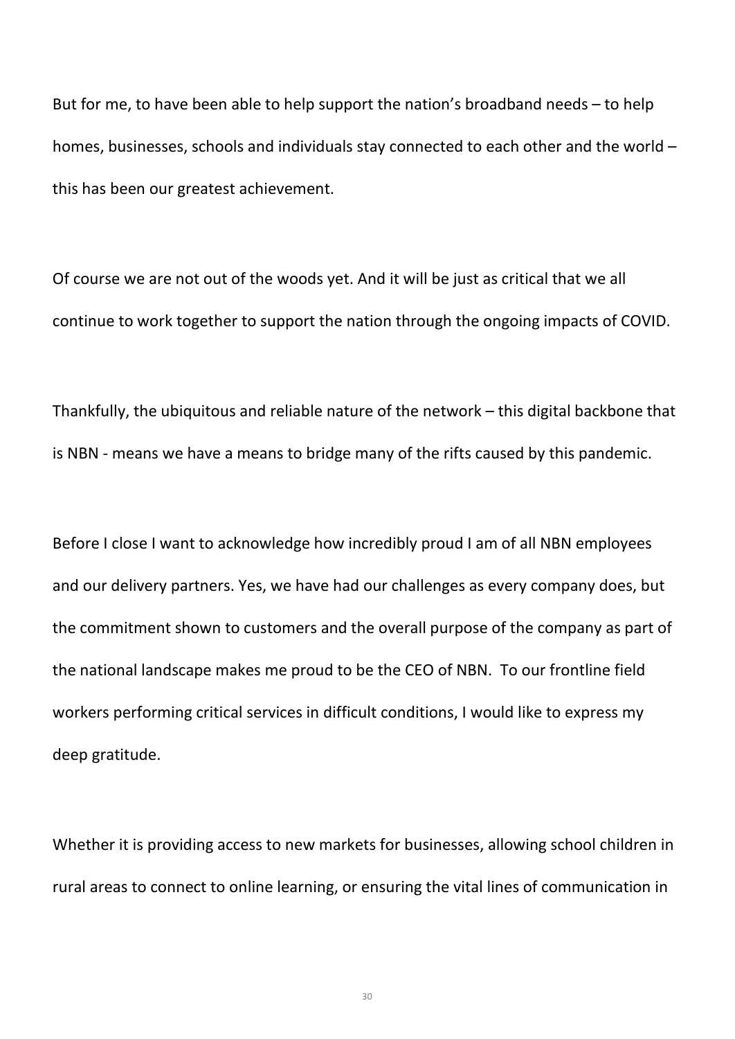But for me, to have been able to help support the nation's broadband needs – to help homes, businesses, schools and individuals stay connected to each other and the world – this has been our greatest achievement.

Of course we are not out of the woods yet. And it will be just as critical that we all continue to work together to support the nation through the ongoing impacts of COVID.

Thankfully, the ubiquitous and reliable nature of the network – this digital backbone that is NBN - means we have a means to bridge many of the rifts caused by this pandemic.

Before I close I want to acknowledge how incredibly proud I am of all NBN employees and our delivery partners. Yes, we have had our challenges as every company does, but the commitment shown to customers and the overall purpose of the company as part of the national landscape makes me proud to be the CEO of NBN. To our frontline field workers performing critical services in difficult conditions, I would like to express my deep gratitude.

Whether it is providing access to new markets for businesses, allowing school children in rural areas to connect to online learning, or ensuring the vital lines of communication in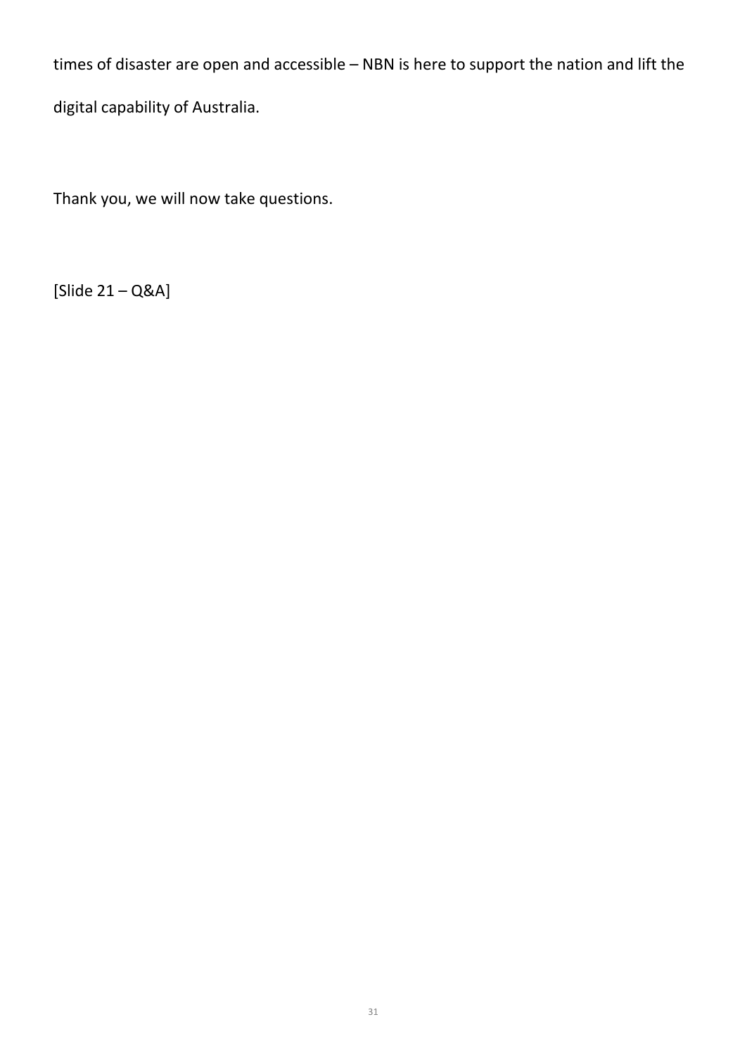times of disaster are open and accessible – NBN is here to support the nation and lift the digital capability of Australia.

Thank you, we will now take questions.

[Slide 21 – Q&A]